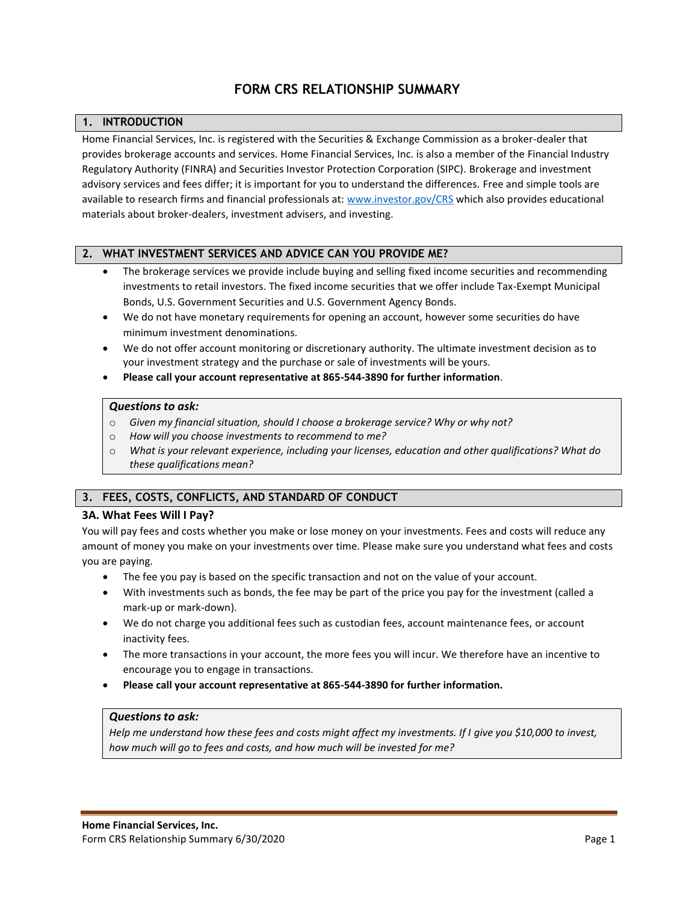# FORM CRS RELATIONSHIP SUMMARY

## 1. INTRODUCTION

Home Financial Services, Inc. is registered with the Securities & Exchange Commission as a broker-dealer that provides brokerage accounts and services. Home Financial Services, Inc. is also a member of the Financial Industry Regulatory Authority (FINRA) and Securities Investor Protection Corporation (SIPC). Brokerage and investment advisory services and fees differ; it is important for you to understand the differences. Free and simple tools are available to research firms and financial professionals at: www.investor.gov/CRS which also provides educational materials about broker-dealers, investment advisers, and investing.

## 2. WHAT INVESTMENT SERVICES AND ADVICE CAN YOU PROVIDE ME?

- The brokerage services we provide include buying and selling fixed income securities and recommending investments to retail investors. The fixed income securities that we offer include Tax-Exempt Municipal Bonds, U.S. Government Securities and U.S. Government Agency Bonds.
- We do not have monetary requirements for opening an account, however some securities do have minimum investment denominations.
- We do not offer account monitoring or discretionary authority. The ultimate investment decision as to your investment strategy and the purchase or sale of investments will be yours.
- **Please call your account representative at 865-544-3890 for further information**.

***Questions to ask:***

- *Given my financial situation, should I choose a brokerage service? Why or why not?*
- *How will you choose investments to recommend to me?*
- *What is your relevant experience, including your licenses, education and other qualifications? What do these qualifications mean?*

## 3. FEES, COSTS, CONFLICTS, AND STANDARD OF CONDUCT

### 3A. What Fees Will I Pay?

You will pay fees and costs whether you make or lose money on your investments. Fees and costs will reduce any amount of money you make on your investments over time. Please make sure you understand what fees and costs you are paying.

- The fee you pay is based on the specific transaction and not on the value of your account.
- With investments such as bonds, the fee may be part of the price you pay for the investment (called a mark-up or mark-down).
- We do not charge you additional fees such as custodian fees, account maintenance fees, or account inactivity fees.
- The more transactions in your account, the more fees you will incur. We therefore have an incentive to encourage you to engage in transactions.
- **Please call your account representative at 865-544-3890 for further information.**

***Questions to ask:***

*Help me understand how these fees and costs might affect my investments. If I give you $10,000 to invest, how much will go to fees and costs, and how much will be invested for me?*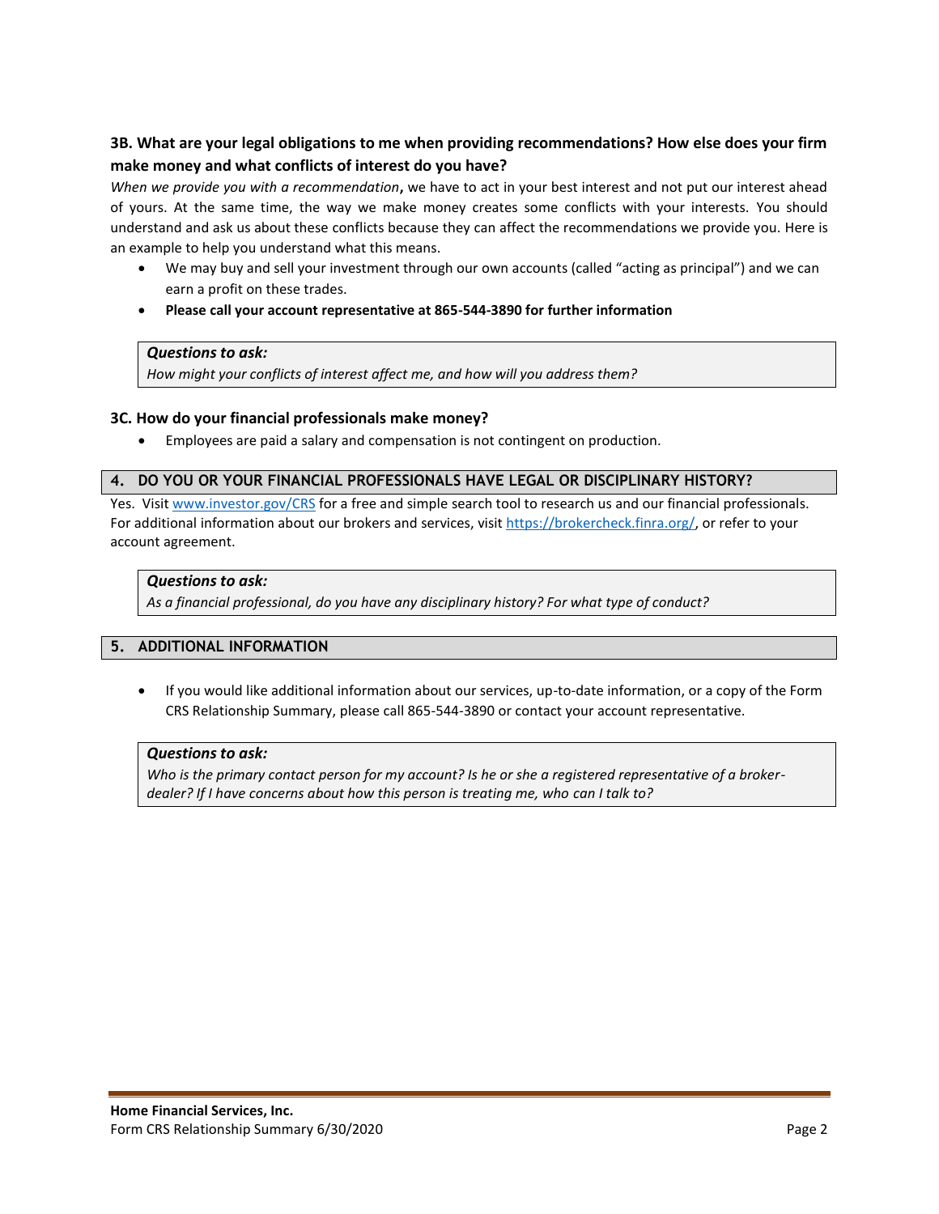### 3B. What are your legal obligations to me when providing recommendations? How else does your firm make money and what conflicts of interest do you have?

*When we provide you with a recommendation*, we have to act in your best interest and not put our interest ahead of yours. At the same time, the way we make money creates some conflicts with your interests. You should understand and ask us about these conflicts because they can affect the recommendations we provide you. Here is an example to help you understand what this means.

- We may buy and sell your investment through our own accounts (called "acting as principal") and we can earn a profit on these trades.
- **Please call your account representative at 865-544-3890 for further information**

> ***Questions to ask:***
> *How might your conflicts of interest affect me, and how will you address them?*

### 3C. How do your financial professionals make money?

- Employees are paid a salary and compensation is not contingent on production.

## 4. DO YOU OR YOUR FINANCIAL PROFESSIONALS HAVE LEGAL OR DISCIPLINARY HISTORY?

Yes. Visit www.investor.gov/CRS for a free and simple search tool to research us and our financial professionals. For additional information about our brokers and services, visit https://brokercheck.finra.org/, or refer to your account agreement.

> ***Questions to ask:***
> *As a financial professional, do you have any disciplinary history? For what type of conduct?*

## 5. ADDITIONAL INFORMATION

- If you would like additional information about our services, up-to-date information, or a copy of the Form CRS Relationship Summary, please call 865-544-3890 or contact your account representative.

> ***Questions to ask:***
> *Who is the primary contact person for my account? Is he or she a registered representative of a broker-dealer? If I have concerns about how this person is treating me, who can I talk to?*